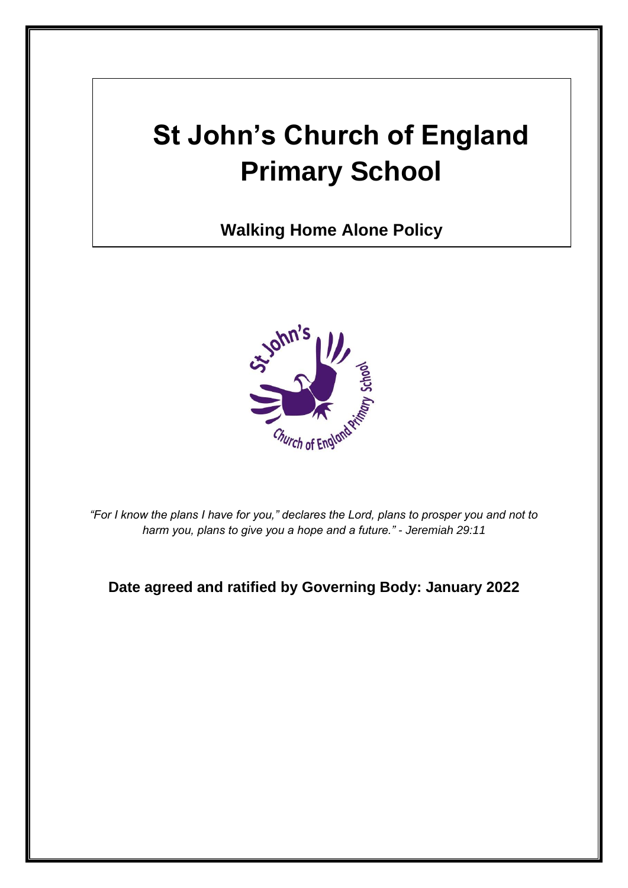# St John's Church of England Primary School

## Walking Home Alone Policy

*"For I know the plans I have for you," declares the Lord, plans to prosper you and not to harm you, plans to give you a hope and a future." - Jeremiah 29:11*

**Date agreed and ratified by Governing Body: January 2022**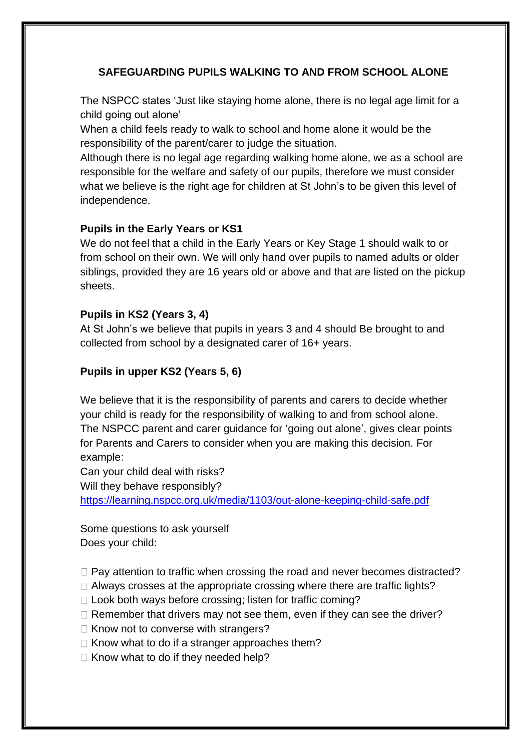## SAFEGUARDING PUPILS WALKING TO AND FROM SCHOOL ALONE

The NSPCC states 'Just like staying home alone, there is no legal age limit for a child going out alone'

When a child feels ready to walk to school and home alone it would be the responsibility of the parent/carer to judge the situation.

Although there is no legal age regarding walking home alone, we as a school are responsible for the welfare and safety of our pupils, therefore we must consider what we believe is the right age for children at St John's to be given this level of independence.

**Pupils in the Early Years or KS1**

We do not feel that a child in the Early Years or Key Stage 1 should walk to or from school on their own. We will only hand over pupils to named adults or older siblings, provided they are 16 years old or above and that are listed on the pickup sheets.

**Pupils in KS2 (Years 3, 4)**

At St John's we believe that pupils in years 3 and 4 should Be brought to and collected from school by a designated carer of 16+ years.

**Pupils in upper KS2 (Years 5, 6)**

We believe that it is the responsibility of parents and carers to decide whether your child is ready for the responsibility of walking to and from school alone. The NSPCC parent and carer guidance for 'going out alone', gives clear points for Parents and Carers to consider when you are making this decision. For example:

Can your child deal with risks?

Will they behave responsibly?

https://learning.nspcc.org.uk/media/1103/out-alone-keeping-child-safe.pdf

Some questions to ask yourself

Does your child:

- Pay attention to traffic when crossing the road and never becomes distracted?
- Always crosses at the appropriate crossing where there are traffic lights?
- Look both ways before crossing; listen for traffic coming?
- Remember that drivers may not see them, even if they can see the driver?
- Know not to converse with strangers?
- Know what to do if a stranger approaches them?
- Know what to do if they needed help?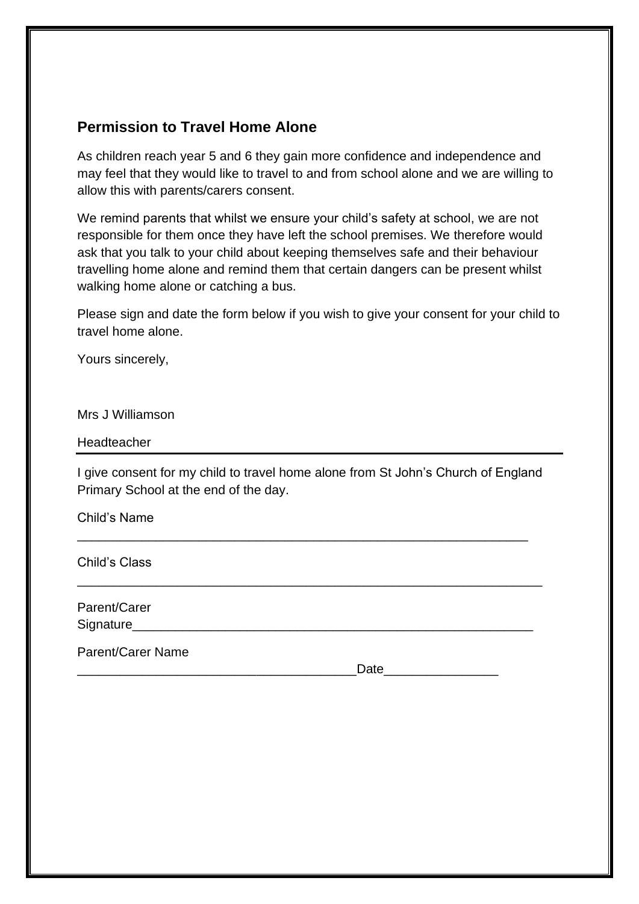## Permission to Travel Home Alone

As children reach year 5 and 6 they gain more confidence and independence and may feel that they would like to travel to and from school alone and we are willing to allow this with parents/carers consent.

We remind parents that whilst we ensure your child's safety at school, we are not responsible for them once they have left the school premises. We therefore would ask that you talk to your child about keeping themselves safe and their behaviour travelling home alone and remind them that certain dangers can be present whilst walking home alone or catching a bus.

Please sign and date the form below if you wish to give your consent for your child to travel home alone.

Yours sincerely,

Mrs J Williamson

Headteacher

---

I give consent for my child to travel home alone from St John's Church of England Primary School at the end of the day.

Child's Name

_________________________________________________________________

Child's Class

___________________________________________________________________

Parent/Carer
Signature__________________________________________________________

Parent/Carer Name
________________________________________Date________________